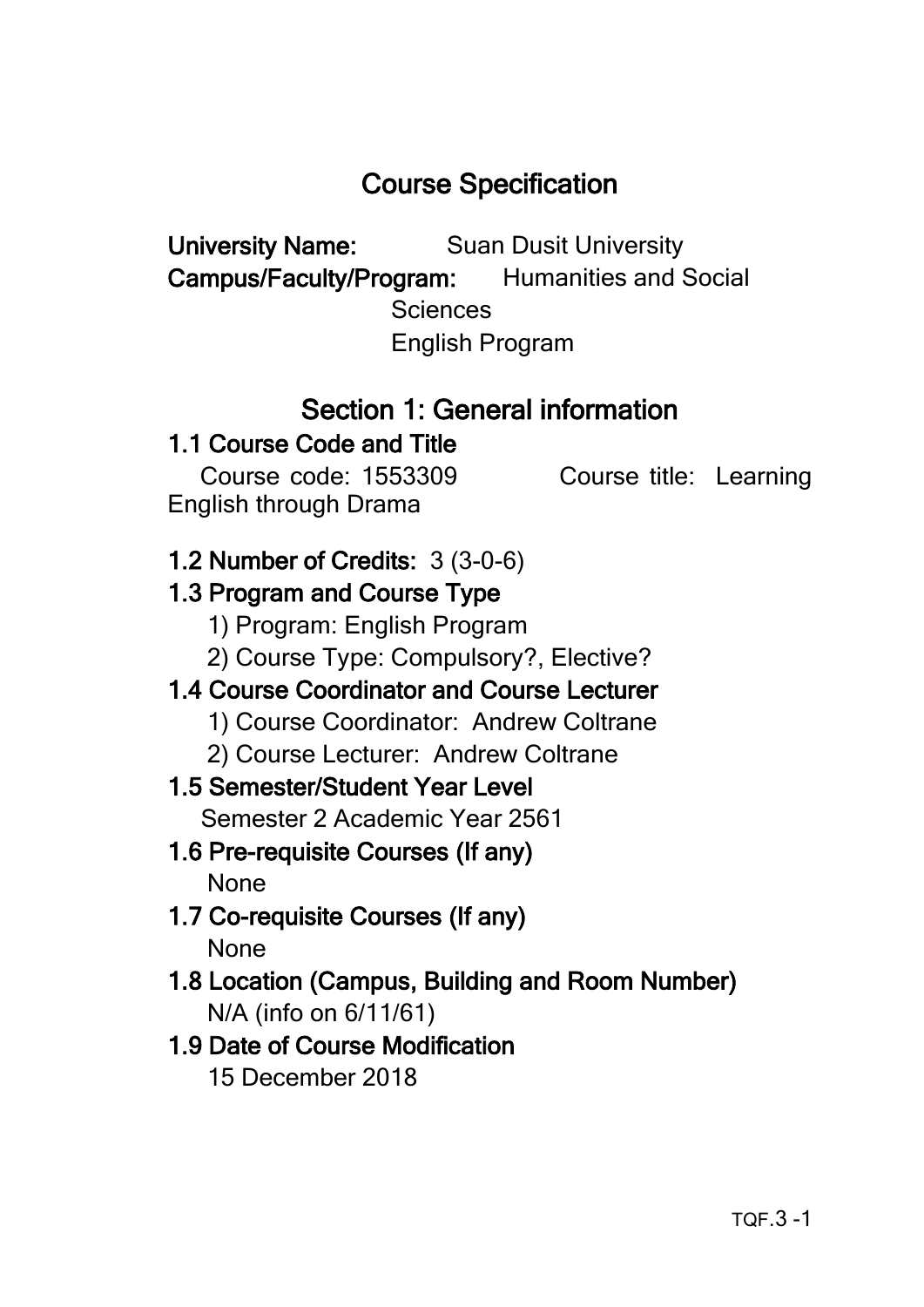# Course Specification

**University Name:** Suan Dusit University
**Campus/Faculty/Program:** Humanities and Social Sciences
English Program

## Section 1: General information

### 1.1 Course Code and Title

Course code: 1553309 Course title: Learning English through Drama

### 1.2 Number of Credits: 3 (3-0-6)

### 1.3 Program and Course Type

1) Program: English Program
2) Course Type: Compulsory?, Elective?

### 1.4 Course Coordinator and Course Lecturer

1) Course Coordinator: Andrew Coltrane
2) Course Lecturer: Andrew Coltrane

### 1.5 Semester/Student Year Level

Semester 2 Academic Year 2561

### 1.6 Pre-requisite Courses (If any)

None

### 1.7 Co-requisite Courses (If any)

None

### 1.8 Location (Campus, Building and Room Number)

N/A (info on 6/11/61)

### 1.9 Date of Course Modification

15 December 2018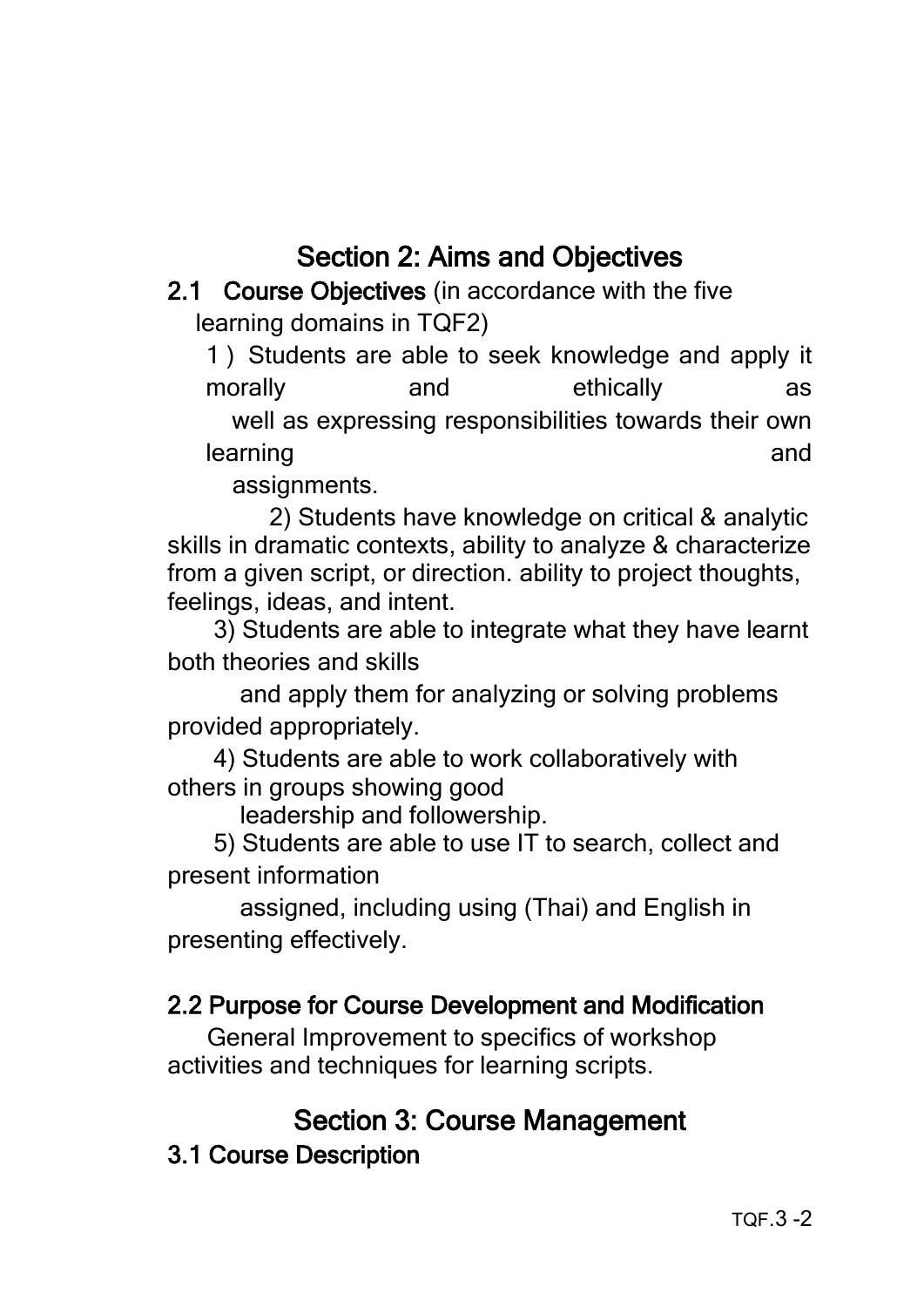## Section 2: Aims and Objectives

**2.1 Course Objectives** (in accordance with the five learning domains in TQF2)

1) Students are able to seek knowledge and apply it morally and ethically as well as expressing responsibilities towards their own learning and assignments.

2) Students have knowledge on critical & analytic skills in dramatic contexts, ability to analyze & characterize from a given script, or direction. ability to project thoughts, feelings, ideas, and intent.

3) Students are able to integrate what they have learnt both theories and skills and apply them for analyzing or solving problems provided appropriately.

4) Students are able to work collaboratively with others in groups showing good leadership and followership.

5) Students are able to use IT to search, collect and present information assigned, including using (Thai) and English in presenting effectively.

**2.2 Purpose for Course Development and Modification**

General Improvement to specifics of workshop activities and techniques for learning scripts.

## Section 3: Course Management

**3.1 Course Description**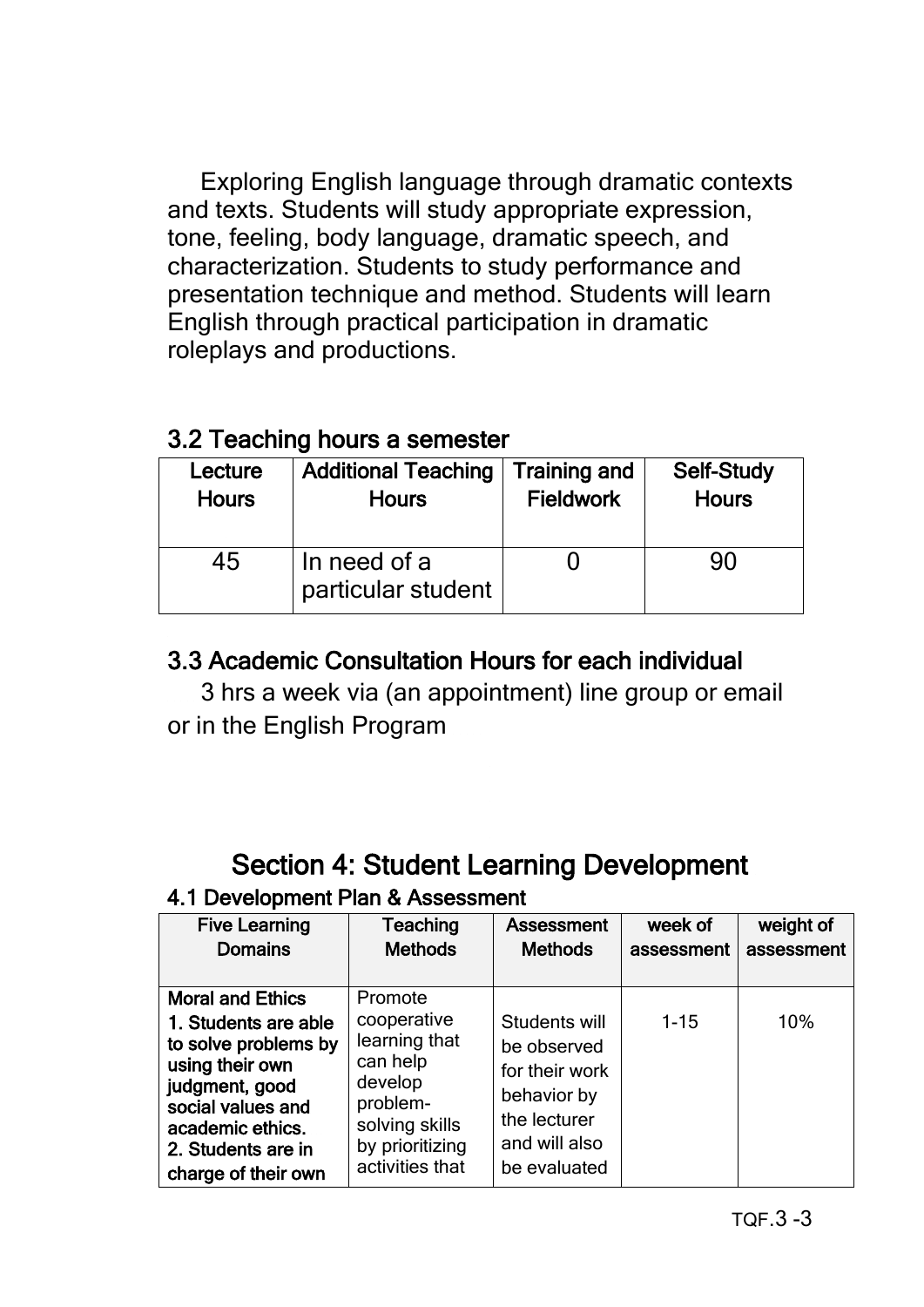Exploring English language through dramatic contexts and texts. Students will study appropriate expression, tone, feeling, body language, dramatic speech, and characterization. Students to study performance and presentation technique and method. Students will learn English through practical participation in dramatic roleplays and productions.

### 3.2 Teaching hours a semester

| Lecture Hours | Additional Teaching Hours | Training and Fieldwork | Self-Study Hours |
|---|---|---|---|
| 45 | In need of a particular student | 0 | 90 |

### 3.3 Academic Consultation Hours for each individual

3 hrs a week via (an appointment) line group or email or in the English Program

## Section 4: Student Learning Development

### 4.1 Development Plan & Assessment

| Five Learning Domains | Teaching Methods | Assessment Methods | week of assessment | weight of assessment |
|---|---|---|---|---|
| **Moral and Ethics**<br>**1. Students are able to solve problems by using their own judgment, good social values and academic ethics.**<br>**2. Students are in charge of their own** | Promote cooperative learning that can help develop problem-solving skills by prioritizing activities that | Students will be observed for their work behavior by the lecturer and will also be evaluated | 1-15 | 10% |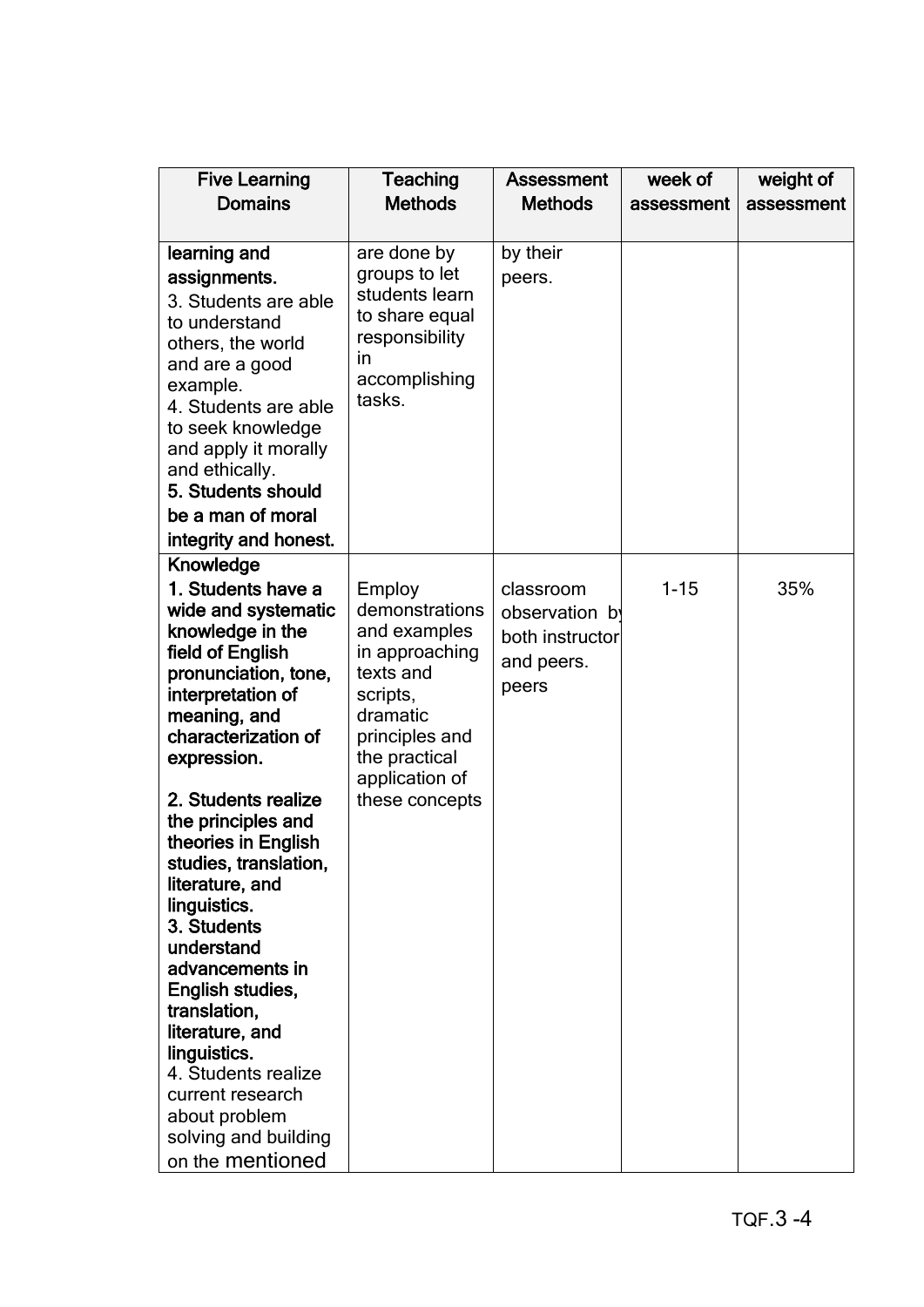| Five Learning Domains | Teaching Methods | Assessment Methods | week of assessment | weight of assessment |
|---|---|---|---|---|
| **learning and assignments.**<br>3. Students are able to understand others, the world and are a good example.<br>4. Students are able to seek knowledge and apply it morally and ethically.<br>**5. Students should be a man of moral integrity and honest.** | are done by groups to let students learn to share equal responsibility in accomplishing tasks. | by their peers. | | |
| **Knowledge**<br>**1. Students have a wide and systematic knowledge in the field of English pronunciation, tone, interpretation of meaning, and characterization of expression.**<br><br>**2. Students realize the principles and theories in English studies, translation, literature, and linguistics.**<br>**3. Students understand advancements in English studies, translation, literature, and linguistics.**<br>4. Students realize current research about problem solving and building on the mentioned | Employ demonstrations and examples in approaching texts and scripts, dramatic principles and the practical application of these concepts | classroom observation by both instructor and peers. peers | 1-15 | 35% |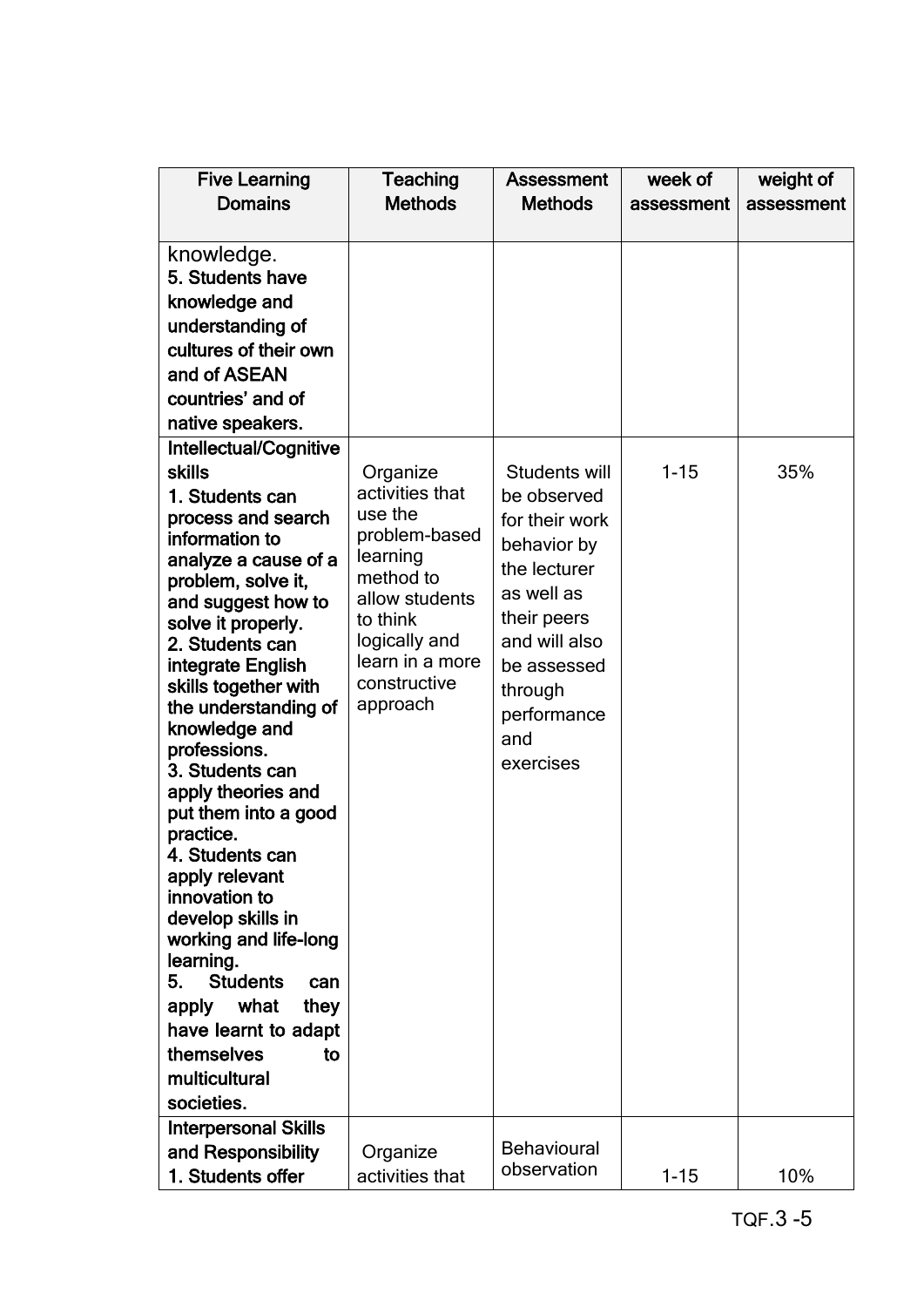| Five Learning Domains | Teaching Methods | Assessment Methods | week of assessment | weight of assessment |
|---|---|---|---|---|
| knowledge.<br>**5. Students have knowledge and understanding of cultures of their own and of ASEAN countries' and of native speakers.** | | | | |
| **Intellectual/Cognitive skills**<br>**1. Students can process and search information to analyze a cause of a problem, solve it, and suggest how to solve it properly.**<br>**2. Students can integrate English skills together with the understanding of knowledge and professions.**<br>**3. Students can apply theories and put them into a good practice.**<br>**4. Students can apply relevant innovation to develop skills in working and life-long learning.**<br>**5. Students can apply what they have learnt to adapt themselves to multicultural societies.** | Organize activities that use the problem-based learning method to allow students to think logically and learn in a more constructive approach | Students will be observed for their work behavior by the lecturer as well as their peers and will also be assessed through performance and exercises | 1-15 | 35% |
| **Interpersonal Skills and Responsibility**<br>**1. Students offer** | Organize activities that | Behavioural observation | 1-15 | 10% |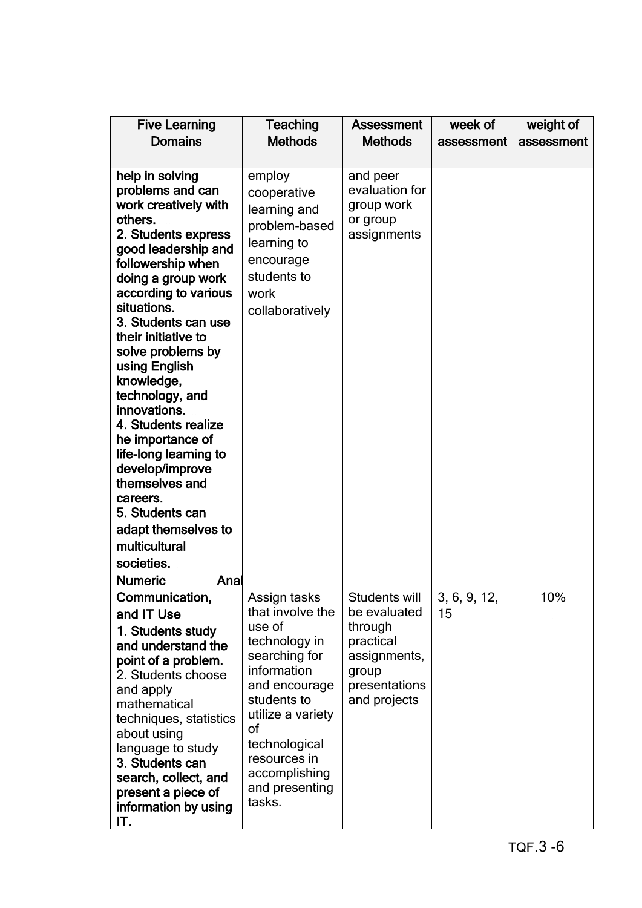| Five Learning Domains | Teaching Methods | Assessment Methods | week of assessment | weight of assessment |
|---|---|---|---|---|
| **help in solving problems and can work creatively with others.** **2. Students express good leadership and followership when doing a group work according to various situations.** **3. Students can use their initiative to solve problems by using English knowledge, technology, and innovations.** **4. Students realize he importance of life-long learning to develop/improve themselves and careers.** **5. Students can adapt themselves to multicultural societies.** | employ cooperative learning and problem-based learning to encourage students to work collaboratively | and peer evaluation for group work or group assignments | | |
| **Numeric Anal Communication, and IT Use** **1. Students study and understand the point of a problem.** 2. Students choose and apply mathematical techniques, statistics about using language to study **3. Students can search, collect, and present a piece of information by using IT.** | Assign tasks that involve the use of technology in searching for information and encourage students to utilize a variety of technological resources in accomplishing and presenting tasks. | Students will be evaluated through practical assignments, group presentations and projects | 3, 6, 9, 12, 15 | 10% |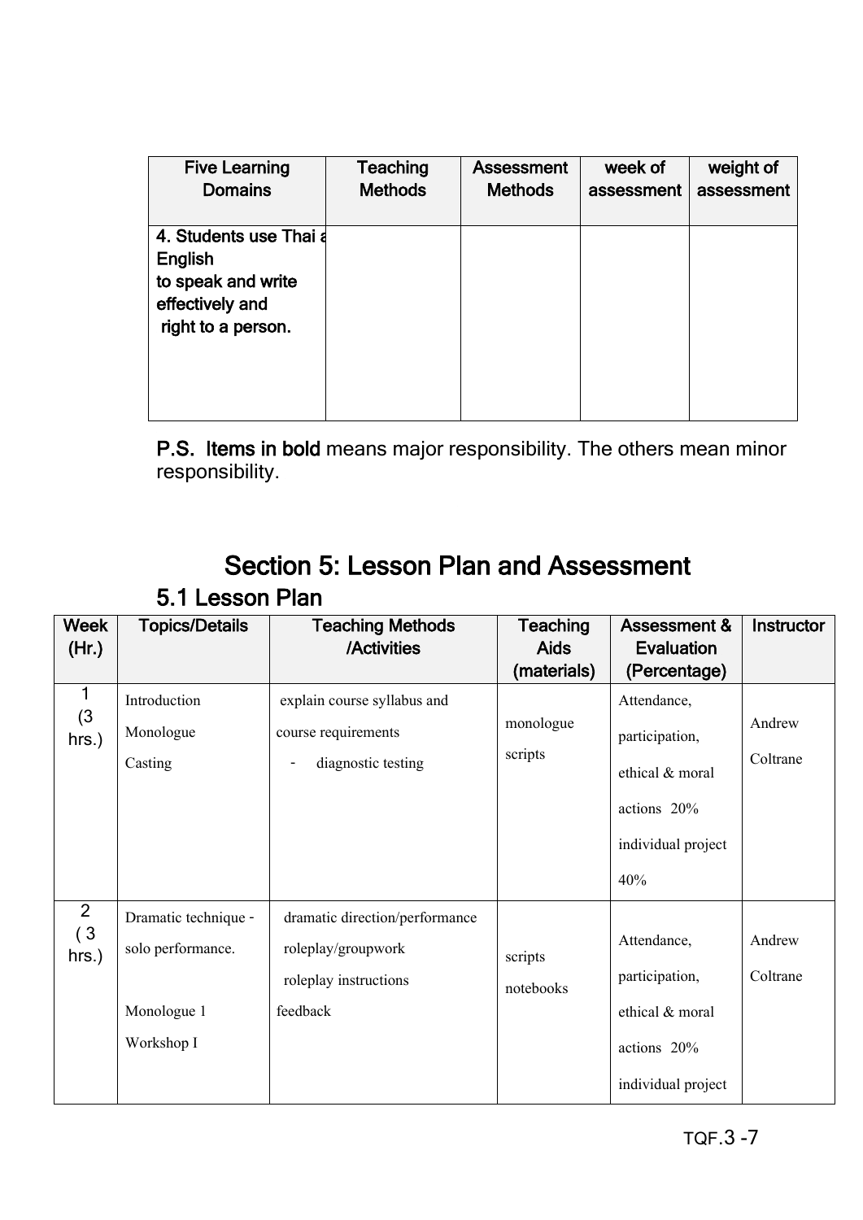| Five Learning Domains | Teaching Methods | Assessment Methods | week of assessment | weight of assessment |
|---|---|---|---|---|
| **4. Students use Thai a English to speak and write effectively and right to a person.** | | | | |

**P.S. Items in bold** means major responsibility. The others mean minor responsibility.

# Section 5: Lesson Plan and Assessment

## 5.1 Lesson Plan

| Week (Hr.) | Topics/Details | Teaching Methods /Activities | Teaching Aids (materials) | Assessment & Evaluation (Percentage) | Instructor |
|---|---|---|---|---|---|
| 1 (3 hrs.) | Introduction Monologue Casting | explain course syllabus and course requirements - diagnostic testing | monologue scripts | Attendance, participation, ethical & moral actions 20% individual project 40% | Andrew Coltrane |
| 2 ( 3 hrs.) | Dramatic technique - solo performance. Monologue 1 Workshop I | dramatic direction/performance roleplay/groupwork roleplay instructions feedback | scripts notebooks | Attendance, participation, ethical & moral actions 20% individual project | Andrew Coltrane |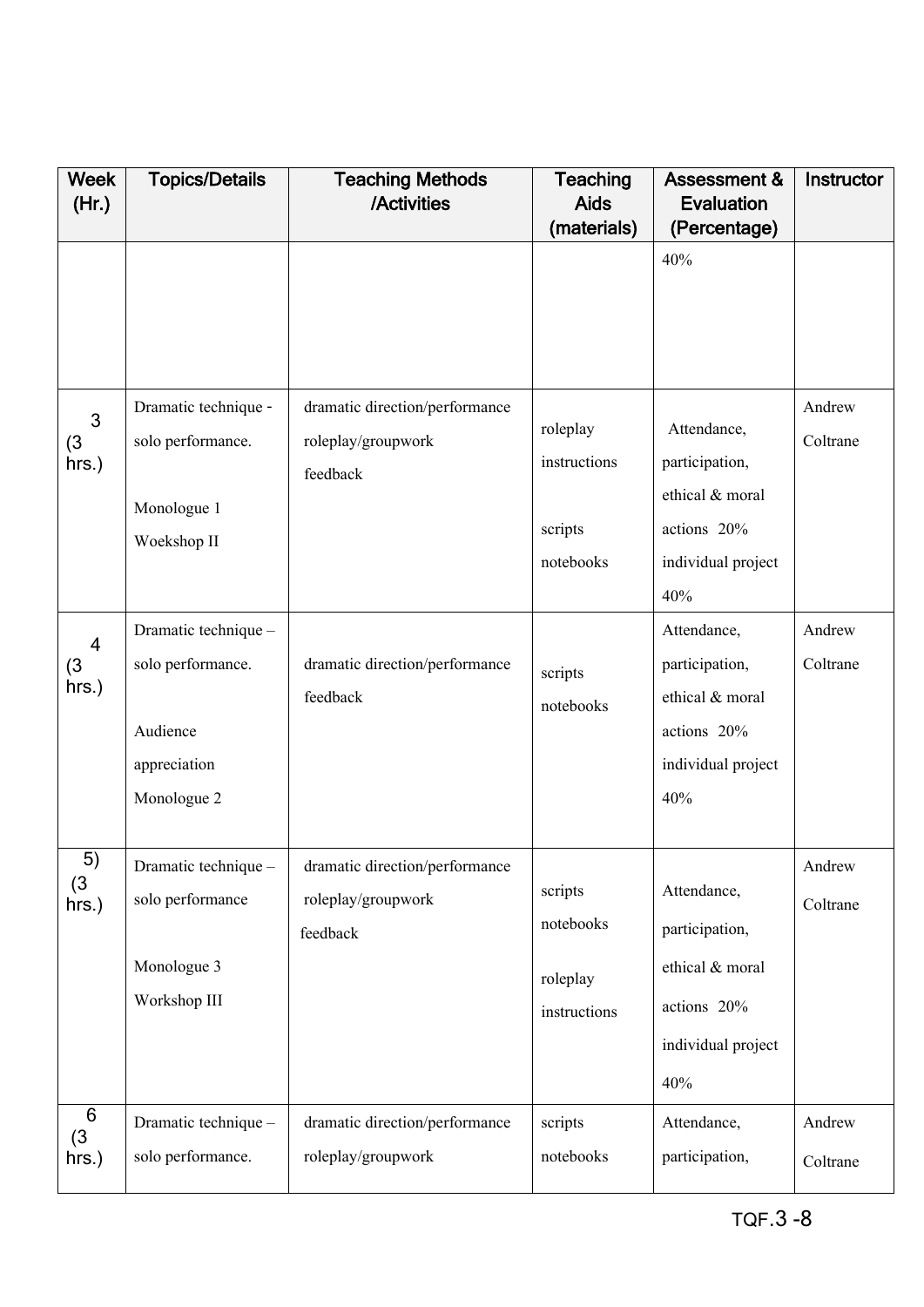| Week (Hr.) | Topics/Details | Teaching Methods /Activities | Teaching Aids (materials) | Assessment & Evaluation (Percentage) | Instructor |
|---|---|---|---|---|---|
| | | | | 40% | |
| 3 (3 hrs.) | Dramatic technique - solo performance.<br><br>Monologue 1<br>Woekshop II | dramatic direction/performance<br>roleplay/groupwork<br>feedback | roleplay instructions<br><br>scripts<br>notebooks | Attendance, participation, ethical & moral actions 20%<br>individual project 40% | Andrew Coltrane |
| 4 (3 hrs.) | Dramatic technique – solo performance.<br><br>Audience appreciation<br>Monologue 2 | dramatic direction/performance<br>feedback | scripts<br>notebooks | Attendance, participation, ethical & moral actions 20%<br>individual project 40% | Andrew Coltrane |
| 5) (3 hrs.) | Dramatic technique – solo performance<br><br>Monologue 3<br>Workshop III | dramatic direction/performance<br>roleplay/groupwork<br>feedback | scripts<br>notebooks<br><br>roleplay instructions | Attendance, participation, ethical & moral actions 20%<br>individual project 40% | Andrew Coltrane |
| 6 (3 hrs.) | Dramatic technique – solo performance. | dramatic direction/performance<br>roleplay/groupwork | scripts<br>notebooks | Attendance, participation, | Andrew Coltrane |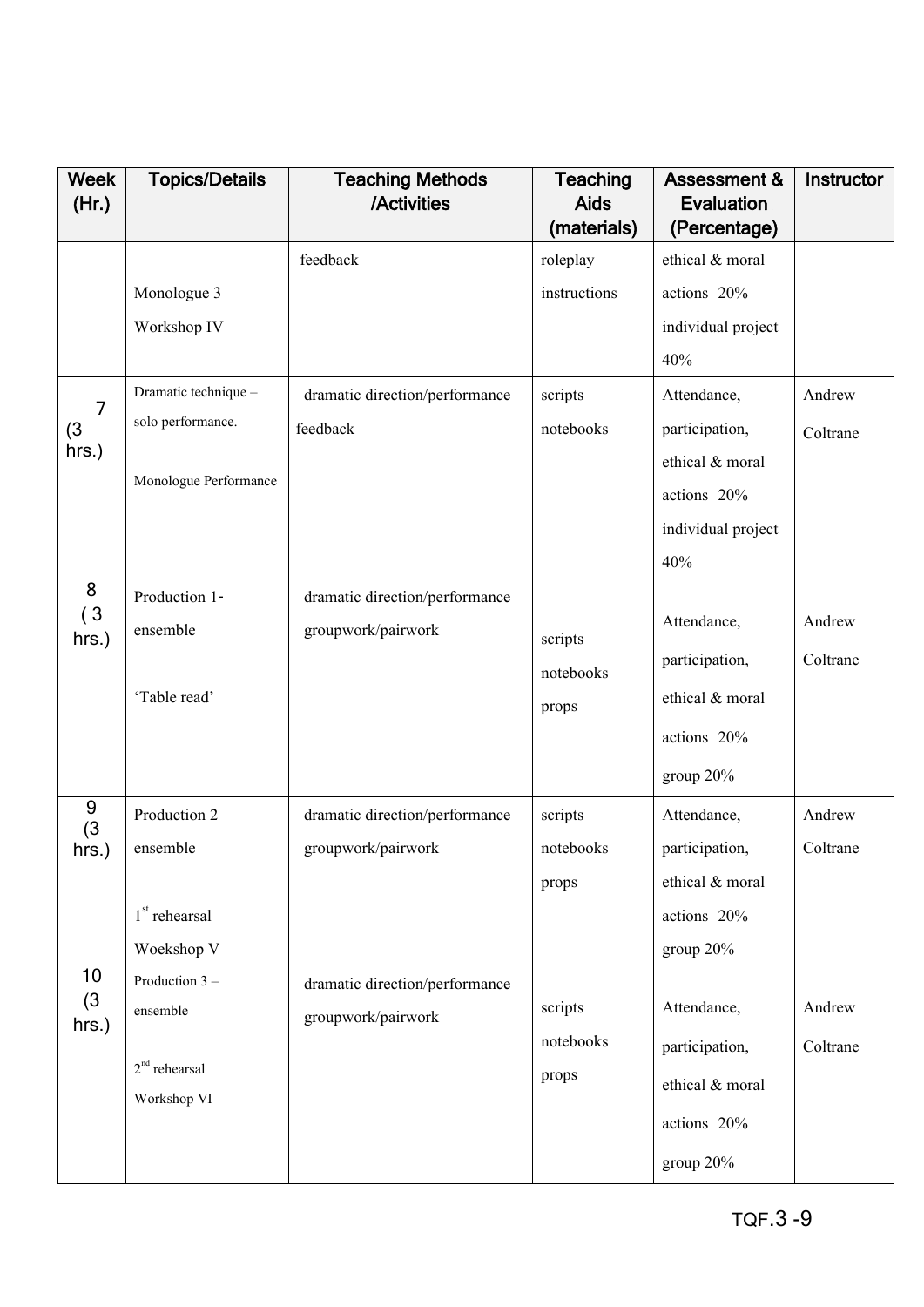| Week (Hr.) | Topics/Details | Teaching Methods /Activities | Teaching Aids (materials) | Assessment & Evaluation (Percentage) | Instructor |
|---|---|---|---|---|---|
| | Monologue 3<br>Workshop IV | feedback | roleplay<br>instructions | ethical & moral actions 20%<br>individual project 40% | |
| 7 (3 hrs.) | Dramatic technique – solo performance.<br><br>Monologue Performance | dramatic direction/performance<br>feedback | scripts<br>notebooks | Attendance, participation, ethical & moral actions 20%<br>individual project 40% | Andrew Coltrane |
| 8 ( 3 hrs.) | Production 1- ensemble<br><br>'Table read' | dramatic direction/performance<br>groupwork/pairwork | scripts<br>notebooks<br>props | Attendance, participation, ethical & moral actions 20%<br>group 20% | Andrew Coltrane |
| 9 (3 hrs.) | Production 2 – ensemble<br><br>1st rehearsal<br>Woekshop V | dramatic direction/performance<br>groupwork/pairwork | scripts<br>notebooks<br>props | Attendance, participation, ethical & moral actions 20%<br>group 20% | Andrew Coltrane |
| 10 (3 hrs.) | Production 3 – ensemble<br><br>2nd rehearsal<br>Workshop VI | dramatic direction/performance<br>groupwork/pairwork | scripts<br>notebooks<br>props | Attendance, participation, ethical & moral actions 20%<br>group 20% | Andrew Coltrane |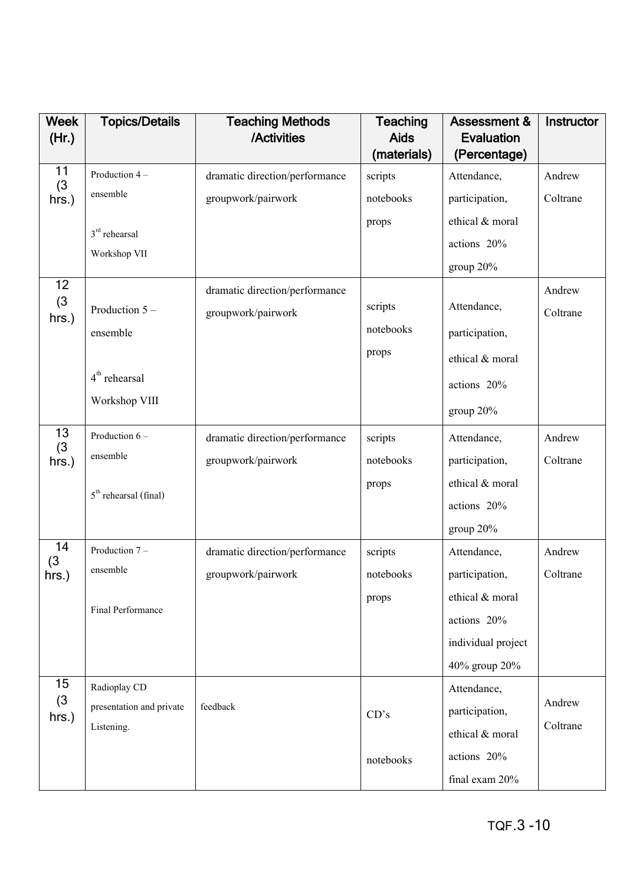| Week (Hr.) | Topics/Details | Teaching Methods /Activities | Teaching Aids (materials) | Assessment & Evaluation (Percentage) | Instructor |
|---|---|---|---|---|---|
| 11 (3 hrs.) | Production 4 – ensemble<br><br>3rd rehearsal<br>Workshop VII | dramatic direction/performance<br>groupwork/pairwork | scripts<br>notebooks<br>props | Attendance, participation, ethical & moral actions 20%<br>group 20% | Andrew Coltrane |
| 12 (3 hrs.) | Production 5 – ensemble<br><br>4th rehearsal<br>Workshop VIII | dramatic direction/performance<br>groupwork/pairwork | scripts<br>notebooks<br>props | Attendance, participation, ethical & moral actions 20%<br>group 20% | Andrew Coltrane |
| 13 (3 hrs.) | Production 6 – ensemble<br><br>5th rehearsal (final) | dramatic direction/performance<br>groupwork/pairwork | scripts<br>notebooks<br>props | Attendance, participation, ethical & moral actions 20%<br>group 20% | Andrew Coltrane |
| 14 (3 hrs.) | Production 7 – ensemble<br><br>Final Performance | dramatic direction/performance<br>groupwork/pairwork | scripts<br>notebooks<br>props | Attendance, participation, ethical & moral actions 20%<br>individual project 40% group 20% | Andrew Coltrane |
| 15 (3 hrs.) | Radioplay CD presentation and private Listening. | feedback | CD's<br><br>notebooks | Attendance, participation, ethical & moral actions 20%<br>final exam 20% | Andrew Coltrane |

TQF.3 -10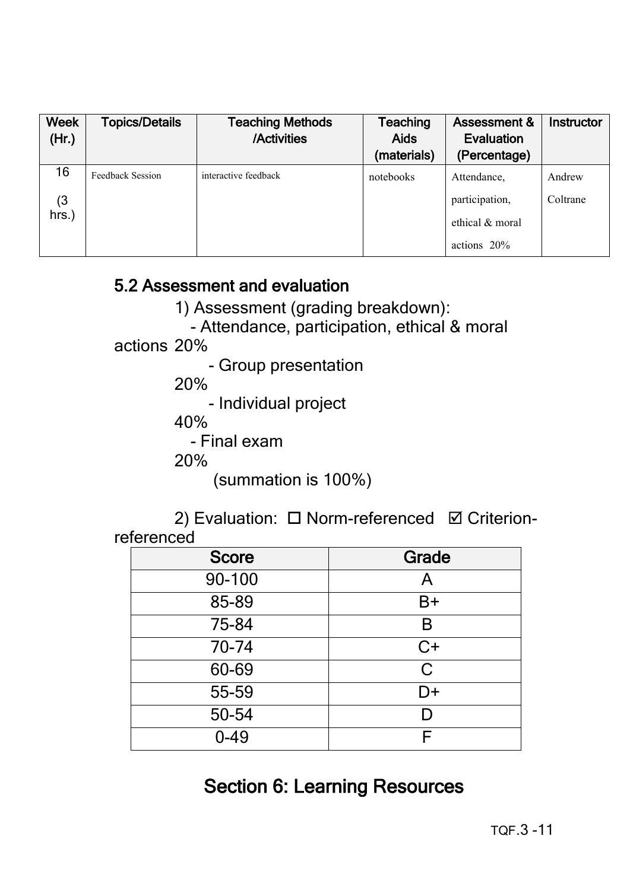| Week (Hr.) | Topics/Details | Teaching Methods /Activities | Teaching Aids (materials) | Assessment & Evaluation (Percentage) | Instructor |
|---|---|---|---|---|---|
| 16 (3 hrs.) | Feedback Session | interactive feedback | notebooks | Attendance, participation, ethical & moral actions 20% | Andrew Coltrane |

## 5.2 Assessment and evaluation

1) Assessment (grading breakdown):

- Attendance, participation, ethical & moral actions 20%
- Group presentation 20%
- Individual project 40%
- Final exam 20%

(summation is 100%)

2) Evaluation: ☐ Norm-referenced ☑ Criterion-referenced

| Score | Grade |
|---|---|
| 90-100 | A |
| 85-89 | B+ |
| 75-84 | B |
| 70-74 | C+ |
| 60-69 | C |
| 55-59 | D+ |
| 50-54 | D |
| 0-49 | F |

# Section 6: Learning Resources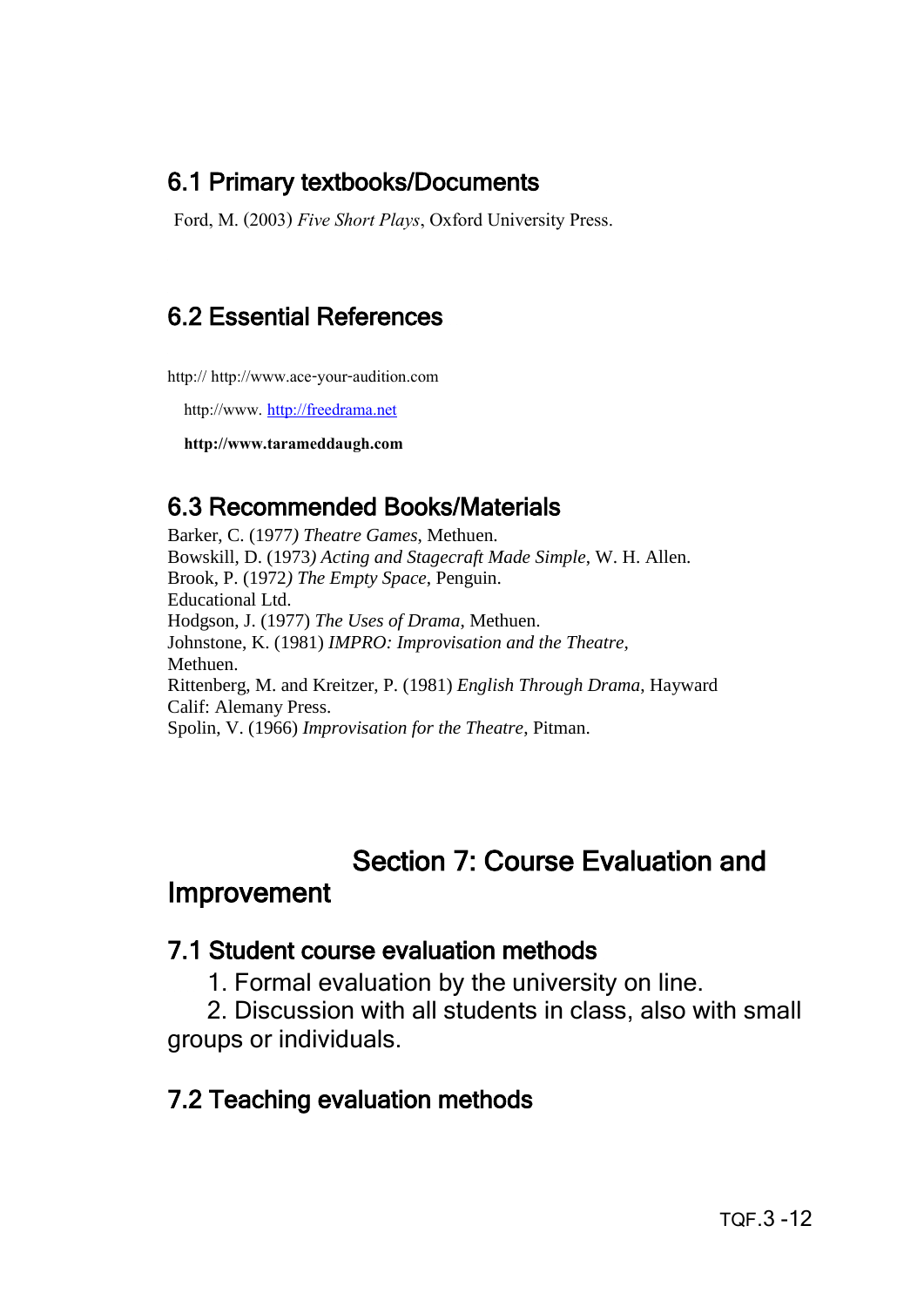## 6.1 Primary textbooks/Documents

Ford, M. (2003) *Five Short Plays*, Oxford University Press.

## 6.2 Essential References

http:// http://www.ace-your-audition.com

http://www. http://freedrama.net

**http://www.tarameddaugh.com**

## 6.3 Recommended Books/Materials

Barker, C. (1977) *Theatre Games*, Methuen.
Bowskill, D. (1973) *Acting and Stagecraft Made Simple*, W. H. Allen.
Brook, P. (1972) *The Empty Space*, Penguin.
Educational Ltd.
Hodgson, J. (1977) *The Uses of Drama*, Methuen.
Johnstone, K. (1981) *IMPRO: Improvisation and the Theatre,*
Methuen.
Rittenberg, M. and Kreitzer, P. (1981) *English Through Drama*, Hayward
Calif: Alemany Press.
Spolin, V. (1966) *Improvisation for the Theatre*, Pitman.

# Section 7: Course Evaluation and Improvement

## 7.1 Student course evaluation methods

1. Formal evaluation by the university on line.
2. Discussion with all students in class, also with small groups or individuals.

## 7.2 Teaching evaluation methods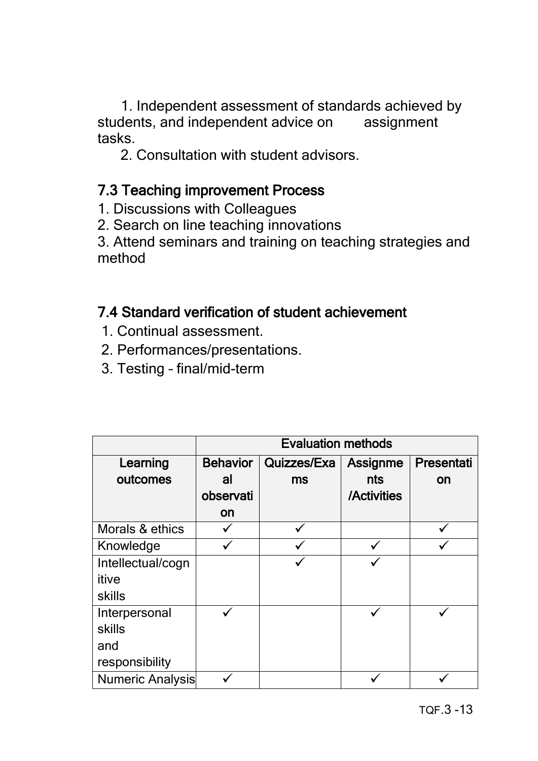1. Independent assessment of standards achieved by students, and independent advice on assignment tasks.
2. Consultation with student advisors.

### 7.3 Teaching improvement Process

1. Discussions with Colleagues
2. Search on line teaching innovations
3. Attend seminars and training on teaching strategies and method

### 7.4 Standard verification of student achievement

1. Continual assessment.
2. Performances/presentations.
3. Testing – final/mid-term

| | Evaluation methods | | | |
|---|---|---|---|---|
| **Learning outcomes** | **Behavioral observation** | **Quizzes/Exams** | **Assignments /Activities** | **Presentation** |
| Morals & ethics | ✓ | ✓ | | ✓ |
| Knowledge | ✓ | ✓ | ✓ | ✓ |
| Intellectual/cognitive skills | | ✓ | ✓ | |
| Interpersonal skills and responsibility | ✓ | | ✓ | ✓ |
| Numeric Analysis | ✓ | | ✓ | ✓ |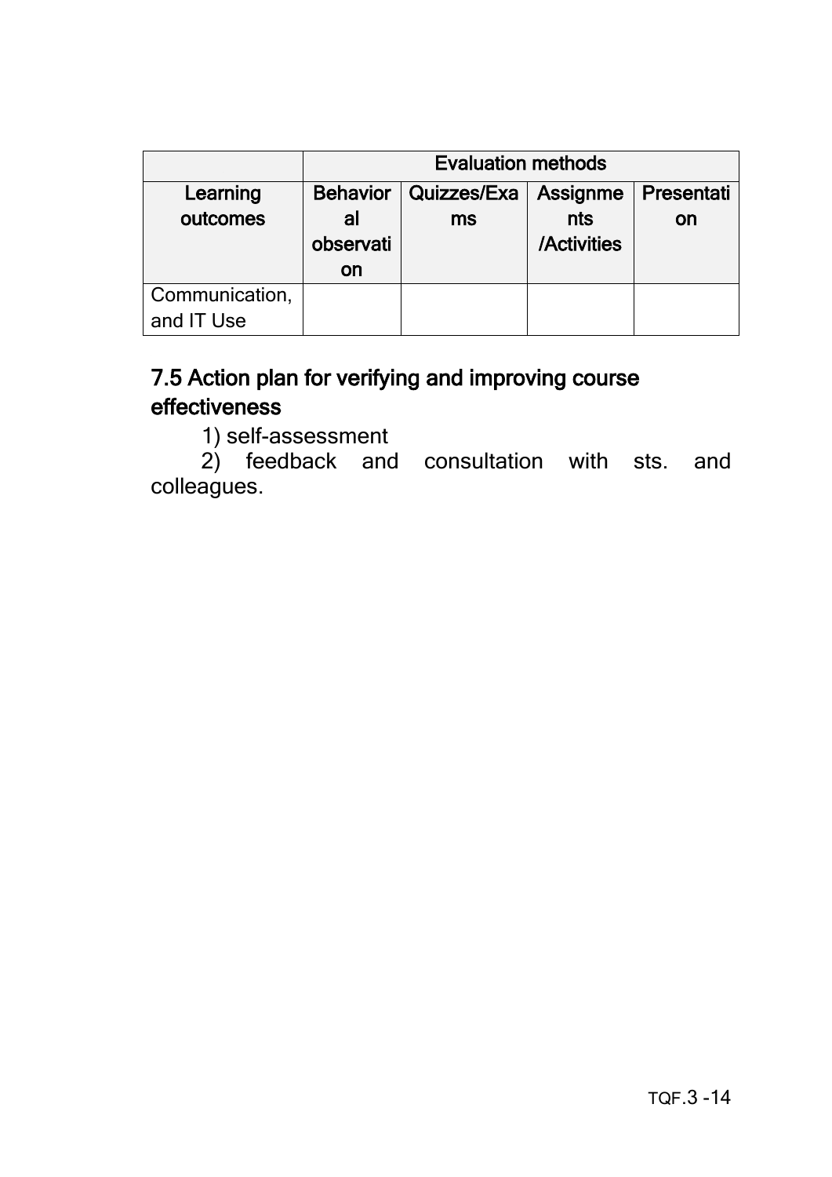| | Evaluation methods | | | |
|---|---|---|---|---|
| **Learning outcomes** | **Behavioral observation** | **Quizzes/Exams** | **Assignments /Activities** | **Presentation** |
| Communication, and IT Use | | | | |

### 7.5 Action plan for verifying and improving course effectiveness

1) self-assessment

2) feedback and consultation with sts. and colleagues.